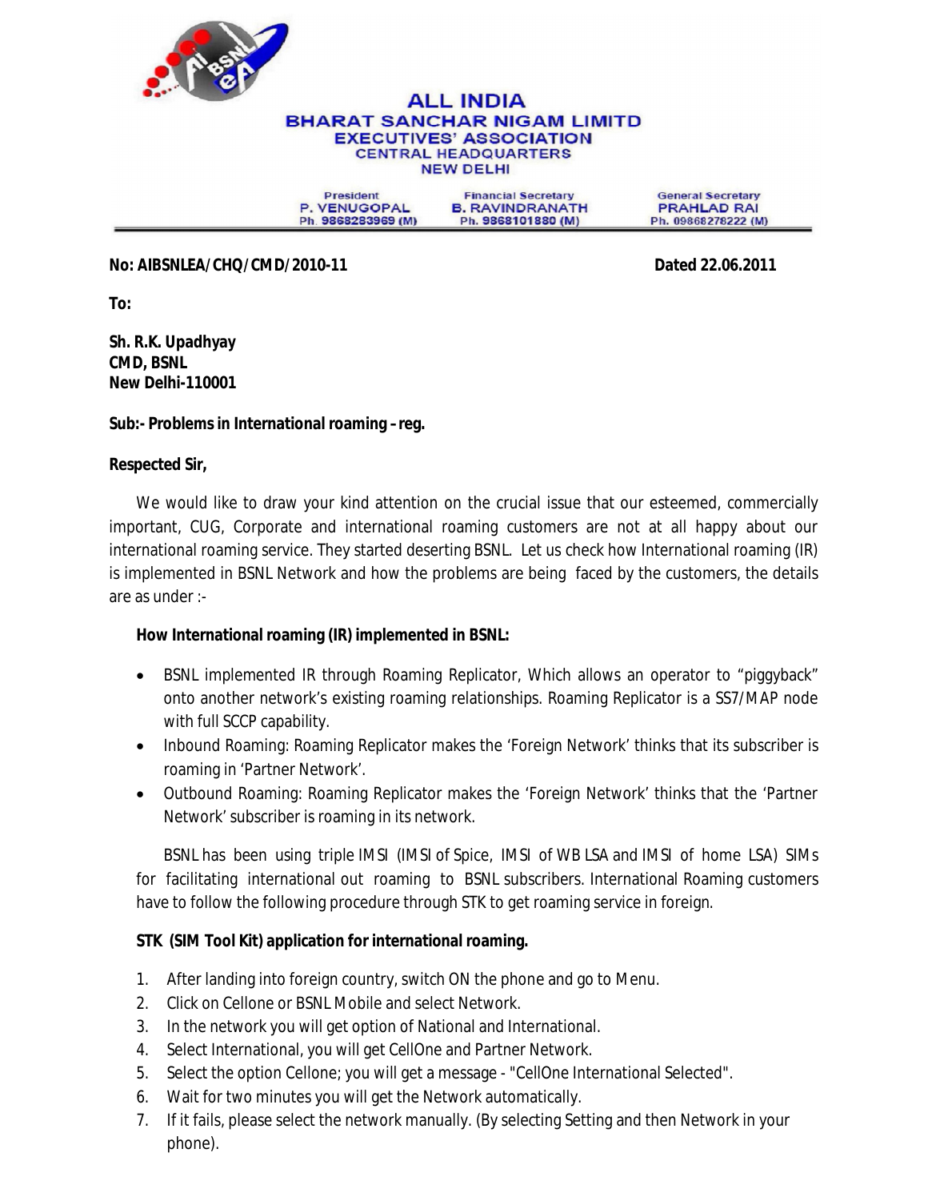# ALL INDIA
## BHARAT SANCHAR NIGAM LIMITD
### EXECUTIVES' ASSOCIATION
CENTRAL HEADQUARTERS
NEW DELHI

| President | Financial Secretary | General Secretary |
|---|---|---|
| P. VENUGOPAL | B. RAVINDRANATH | PRAHLAD RAI |
| Ph. 9868283969 (M) | Ph. 9868101880 (M) | Ph. 09868278222 (M) |

**No: AIBSNLEA/CHQ/CMD/2010-11** **Dated 22.06.2011**

**To:**

**Sh. R.K. Upadhyay**
**CMD, BSNL**
**New Delhi-110001**

**Sub:- Problems in International roaming – reg.**

**Respected Sir,**

We would like to draw your kind attention on the crucial issue that our esteemed, commercially important, CUG, Corporate and international roaming customers are not at all happy about our international roaming service. They started deserting BSNL. Let us check how International roaming (IR) is implemented in BSNL Network and how the problems are being faced by the customers, the details are as under :-

**How International roaming (IR) implemented in BSNL:**

- BSNL implemented IR through Roaming Replicator, Which allows an operator to "piggyback" onto another network's existing roaming relationships. Roaming Replicator is a SS7/MAP node with full SCCP capability.
- Inbound Roaming: Roaming Replicator makes the 'Foreign Network' thinks that its subscriber is roaming in 'Partner Network'.
- Outbound Roaming: Roaming Replicator makes the 'Foreign Network' thinks that the 'Partner Network' subscriber is roaming in its network.

BSNL has been using triple IMSI (IMSI of Spice, IMSI of WB LSA and IMSI of home LSA) SIMs for facilitating international out roaming to BSNL subscribers. International Roaming customers have to follow the following procedure through STK to get roaming service in foreign.

**STK (SIM Tool Kit) application for international roaming.**

1. After landing into foreign country, switch ON the phone and go to Menu.
2. Click on Cellone or BSNL Mobile and select Network.
3. In the network you will get option of National and International.
4. Select International, you will get CellOne and Partner Network.
5. Select the option Cellone; you will get a message - "CellOne International Selected".
6. Wait for two minutes you will get the Network automatically.
7. If it fails, please select the network manually. (By selecting Setting and then Network in your phone).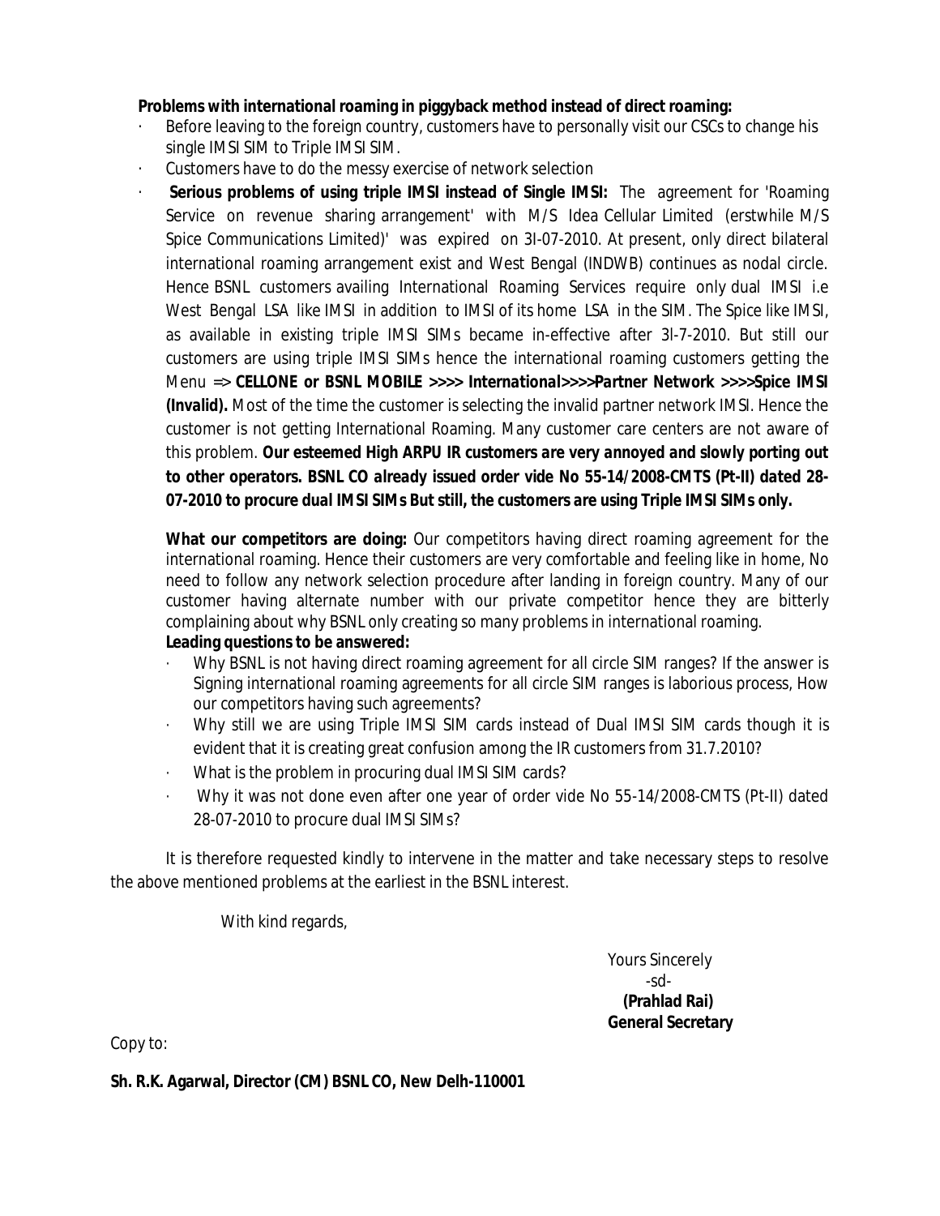**Problems with international roaming in piggyback method instead of direct roaming:**

- Before leaving to the foreign country, customers have to personally visit our CSCs to change his single IMSI SIM to Triple IMSI SIM.
- Customers have to do the messy exercise of network selection
- **Serious problems of using triple IMSI instead of Single IMSI:** The agreement for 'Roaming Service on revenue sharing arrangement' with M/S Idea Cellular Limited (erstwhile M/S Spice Communications Limited)' was expired on 3I-07-2010. At present, only direct bilateral international roaming arrangement exist and West Bengal (INDWB) continues as nodal circle. Hence BSNL customers availing International Roaming Services require only dual IMSI i.e West Bengal LSA like IMSI in addition to IMSI of its home LSA in the SIM. The Spice like IMSI, as available in existing triple IMSI SIMs became in-effective after 3l-7-2010. But still our customers are using triple IMSI SIMs hence the international roaming customers getting the Menu => ***CELLONE or BSNL MOBILE >>>> International>>>>Partner Network >>>>Spice IMSI (Invalid).*** Most of the time the customer is selecting the invalid partner network IMSI. Hence the customer is not getting International Roaming. Many customer care centers are not aware of this problem. ***Our esteemed High ARPU IR customers are very annoyed and slowly porting out to other operators. BSNL CO already issued order vide No 55-14/2008-CMTS (Pt-II) dated 28-07-2010 to procure dual IMSI SIMs But still, the customers are using Triple IMSI SIMs only.***

**What our competitors are doing:** Our competitors having direct roaming agreement for the international roaming. Hence their customers are very comfortable and feeling like in home, No need to follow any network selection procedure after landing in foreign country. Many of our customer having alternate number with our private competitor hence they are bitterly complaining about why BSNL only creating so many problems in international roaming.

**Leading questions to be answered:**

- Why BSNL is not having direct roaming agreement for all circle SIM ranges? If the answer is Signing international roaming agreements for all circle SIM ranges is laborious process, How our competitors having such agreements?
- Why still we are using Triple IMSI SIM cards instead of Dual IMSI SIM cards though it is evident that it is creating great confusion among the IR customers from 31.7.2010?
- What is the problem in procuring dual IMSI SIM cards?
- Why it was not done even after one year of order vide No 55-14/2008-CMTS (Pt-II) dated 28-07-2010 to procure dual IMSI SIMs?

It is therefore requested kindly to intervene in the matter and take necessary steps to resolve the above mentioned problems at the earliest in the BSNL interest.

With kind regards,

Yours Sincerely
-sd-
**(Prahlad Rai)**
**General Secretary**

Copy to:

**Sh. R.K. Agarwal, Director (CM) BSNL CO, New Delh-110001**